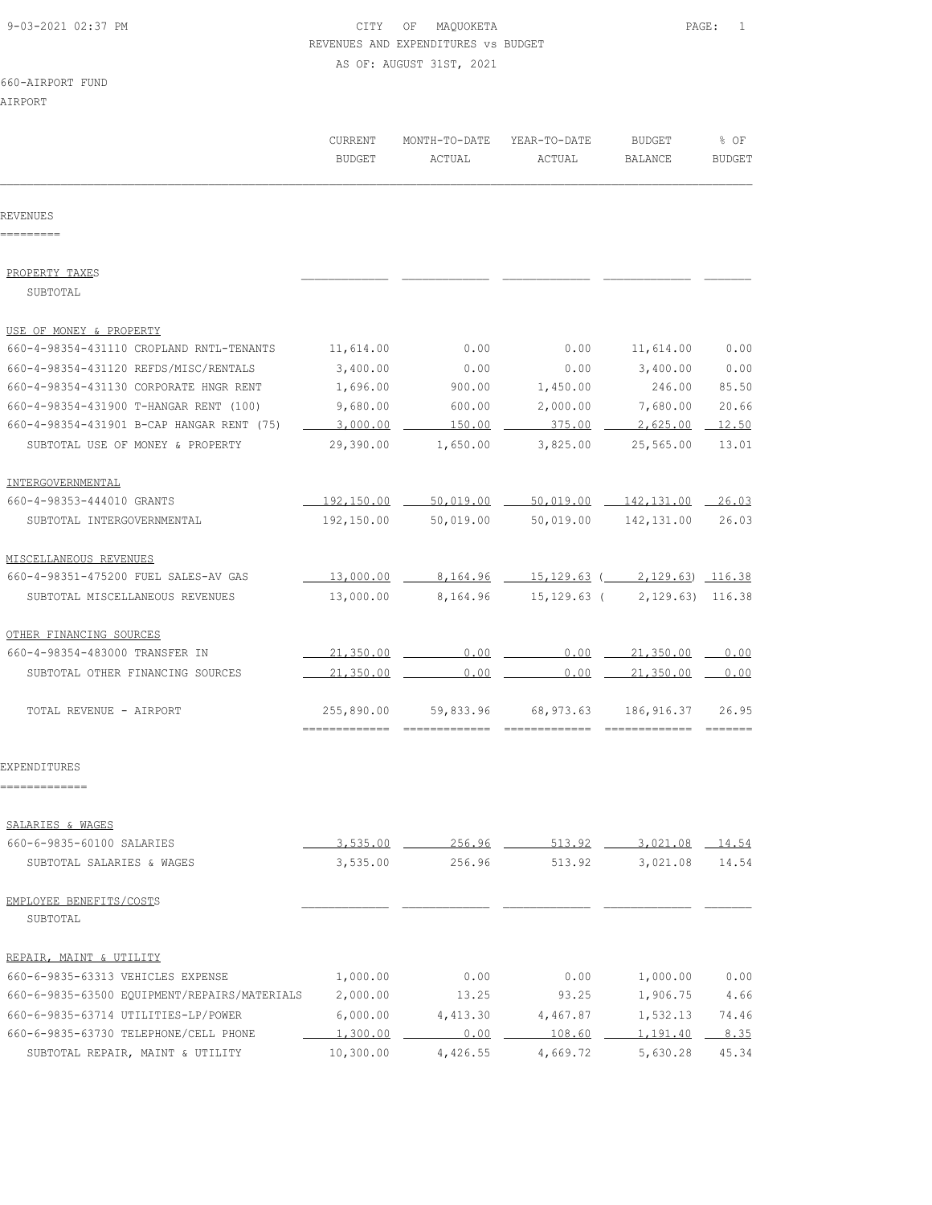9-03-2021 02:37 PM

CITY OF MAQUOKETA

REVENUES AND EXPENDITURES vs BUDGET

AS OF: AUGUST 31ST, 2021

660-AIRPORT FUND

AIRPORT

| | CURRENT BUDGET | MONTH-TO-DATE ACTUAL | YEAR-TO-DATE ACTUAL | BUDGET BALANCE | % OF BUDGET |
|---|---|---|---|---|---|
| **REVENUES** | | | | | |
| PROPERTY TAXES | | | | | |
| SUBTOTAL | | | | | |
| USE OF MONEY & PROPERTY | | | | | |
| 660-4-98354-431110 CROPLAND RNTL-TENANTS | 11,614.00 | 0.00 | 0.00 | 11,614.00 | 0.00 |
| 660-4-98354-431120 REFDS/MISC/RENTALS | 3,400.00 | 0.00 | 0.00 | 3,400.00 | 0.00 |
| 660-4-98354-431130 CORPORATE HNGR RENT | 1,696.00 | 900.00 | 1,450.00 | 246.00 | 85.50 |
| 660-4-98354-431900 T-HANGAR RENT (100) | 9,680.00 | 600.00 | 2,000.00 | 7,680.00 | 20.66 |
| 660-4-98354-431901 B-CAP HANGAR RENT (75) | 3,000.00 | 150.00 | 375.00 | 2,625.00 | 12.50 |
| SUBTOTAL USE OF MONEY & PROPERTY | 29,390.00 | 1,650.00 | 3,825.00 | 25,565.00 | 13.01 |
| INTERGOVERNMENTAL | | | | | |
| 660-4-98353-444010 GRANTS | 192,150.00 | 50,019.00 | 50,019.00 | 142,131.00 | 26.03 |
| SUBTOTAL INTERGOVERNMENTAL | 192,150.00 | 50,019.00 | 50,019.00 | 142,131.00 | 26.03 |
| MISCELLANEOUS REVENUES | | | | | |
| 660-4-98351-475200 FUEL SALES-AV GAS | 13,000.00 | 8,164.96 | 15,129.63 | ( 2,129.63) | 116.38 |
| SUBTOTAL MISCELLANEOUS REVENUES | 13,000.00 | 8,164.96 | 15,129.63 | ( 2,129.63) | 116.38 |
| OTHER FINANCING SOURCES | | | | | |
| 660-4-98354-483000 TRANSFER IN | 21,350.00 | 0.00 | 0.00 | 21,350.00 | 0.00 |
| SUBTOTAL OTHER FINANCING SOURCES | 21,350.00 | 0.00 | 0.00 | 21,350.00 | 0.00 |
| TOTAL REVENUE - AIRPORT | 255,890.00 | 59,833.96 | 68,973.63 | 186,916.37 | 26.95 |
| **EXPENDITURES** | | | | | |
| SALARIES & WAGES | | | | | |
| 660-6-9835-60100 SALARIES | 3,535.00 | 256.96 | 513.92 | 3,021.08 | 14.54 |
| SUBTOTAL SALARIES & WAGES | 3,535.00 | 256.96 | 513.92 | 3,021.08 | 14.54 |
| EMPLOYEE BENEFITS/COSTS | | | | | |
| SUBTOTAL | | | | | |
| REPAIR, MAINT & UTILITY | | | | | |
| 660-6-9835-63313 VEHICLES EXPENSE | 1,000.00 | 0.00 | 0.00 | 1,000.00 | 0.00 |
| 660-6-9835-63500 EQUIPMENT/REPAIRS/MATERIALS | 2,000.00 | 13.25 | 93.25 | 1,906.75 | 4.66 |
| 660-6-9835-63714 UTILITIES-LP/POWER | 6,000.00 | 4,413.30 | 4,467.87 | 1,532.13 | 74.46 |
| 660-6-9835-63730 TELEPHONE/CELL PHONE | 1,300.00 | 0.00 | 108.60 | 1,191.40 | 8.35 |
| SUBTOTAL REPAIR, MAINT & UTILITY | 10,300.00 | 4,426.55 | 4,669.72 | 5,630.28 | 45.34 |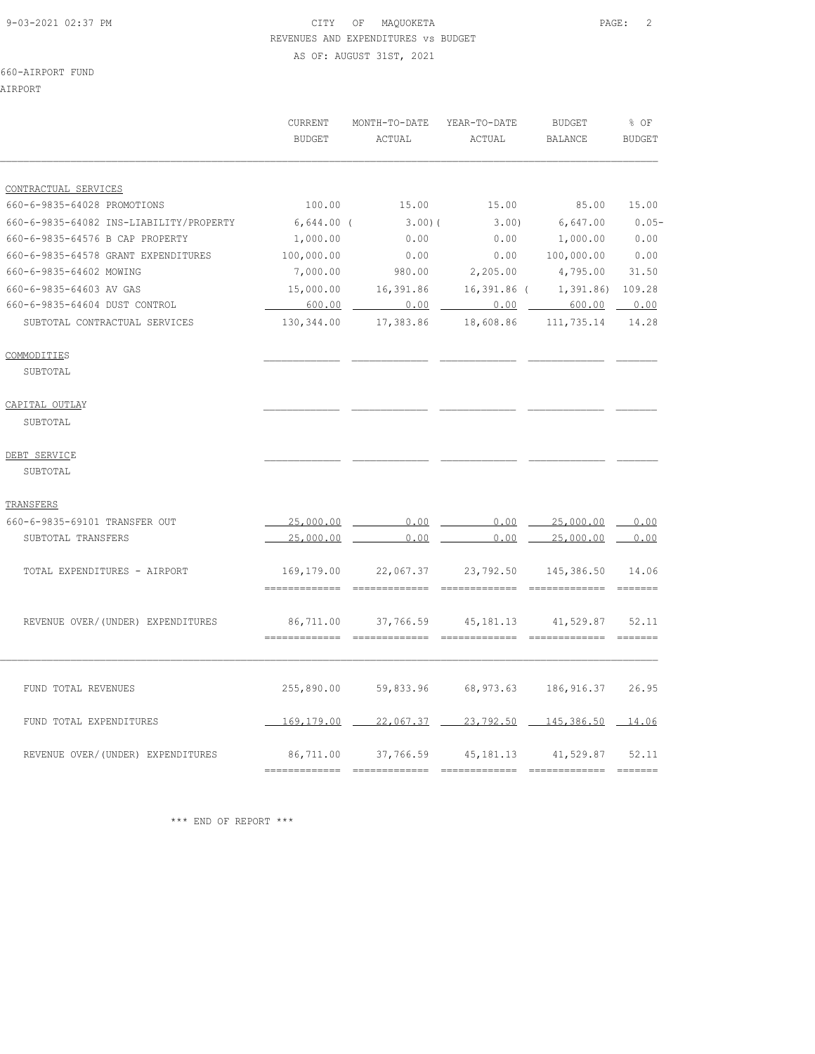CITY OF MAQUOKETA
REVENUES AND EXPENDITURES vs BUDGET
AS OF: AUGUST 31ST, 2021

660-AIRPORT FUND
AIRPORT

| | CURRENT BUDGET | MONTH-TO-DATE ACTUAL | YEAR-TO-DATE ACTUAL | BUDGET BALANCE | % OF BUDGET |
|---|---|---|---|---|---|
| CONTRACTUAL SERVICES | | | | | |
| 660-6-9835-64028 PROMOTIONS | 100.00 | 15.00 | 15.00 | 85.00 | 15.00 |
| 660-6-9835-64082 INS-LIABILITY/PROPERTY | 6,644.00 | ( 3.00) | ( 3.00) | 6,647.00 | 0.05- |
| 660-6-9835-64576 B CAP PROPERTY | 1,000.00 | 0.00 | 0.00 | 1,000.00 | 0.00 |
| 660-6-9835-64578 GRANT EXPENDITURES | 100,000.00 | 0.00 | 0.00 | 100,000.00 | 0.00 |
| 660-6-9835-64602 MOWING | 7,000.00 | 980.00 | 2,205.00 | 4,795.00 | 31.50 |
| 660-6-9835-64603 AV GAS | 15,000.00 | 16,391.86 | 16,391.86 | ( 1,391.86) | 109.28 |
| 660-6-9835-64604 DUST CONTROL | 600.00 | 0.00 | 0.00 | 600.00 | 0.00 |
| SUBTOTAL CONTRACTUAL SERVICES | 130,344.00 | 17,383.86 | 18,608.86 | 111,735.14 | 14.28 |
| COMMODITIES | | | | | |
| SUBTOTAL | | | | | |
| CAPITAL OUTLAY | | | | | |
| SUBTOTAL | | | | | |
| DEBT SERVICE | | | | | |
| SUBTOTAL | | | | | |
| TRANSFERS | | | | | |
| 660-6-9835-69101 TRANSFER OUT | 25,000.00 | 0.00 | 0.00 | 25,000.00 | 0.00 |
| SUBTOTAL TRANSFERS | 25,000.00 | 0.00 | 0.00 | 25,000.00 | 0.00 |
| TOTAL EXPENDITURES - AIRPORT | 169,179.00 | 22,067.37 | 23,792.50 | 145,386.50 | 14.06 |
| REVENUE OVER/(UNDER) EXPENDITURES | 86,711.00 | 37,766.59 | 45,181.13 | 41,529.87 | 52.11 |
| FUND TOTAL REVENUES | 255,890.00 | 59,833.96 | 68,973.63 | 186,916.37 | 26.95 |
| FUND TOTAL EXPENDITURES | 169,179.00 | 22,067.37 | 23,792.50 | 145,386.50 | 14.06 |
| REVENUE OVER/(UNDER) EXPENDITURES | 86,711.00 | 37,766.59 | 45,181.13 | 41,529.87 | 52.11 |

*** END OF REPORT ***